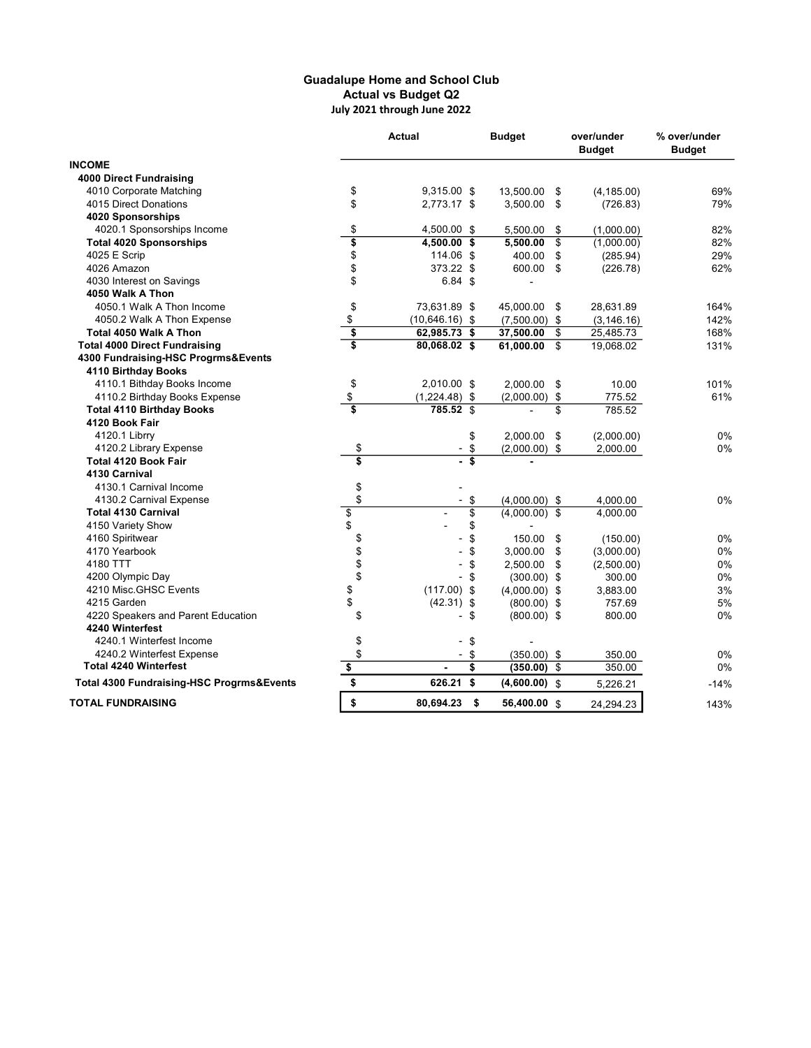**Guadalupe Home and School Club**
**Actual vs Budget Q2**
**July 2021 through June 2022**

| | Actual | Budget | over/under Budget | % over/under Budget |
|---|---|---|---|---|
| **INCOME** | | | | |
| **4000 Direct Fundraising** | | | | |
| 4010 Corporate Matching | $ 9,315.00 | $ 13,500.00 | $ (4,185.00) | 69% |
| 4015 Direct Donations | $ 2,773.17 | $ 3,500.00 | $ (726.83) | 79% |
| **4020 Sponsorships** | | | | |
| 4020.1 Sponsorships Income | $ 4,500.00 | $ 5,500.00 | $ (1,000.00) | 82% |
| **Total 4020 Sponsorships** | **$ 4,500.00** | **$ 5,500.00** | $ (1,000.00) | 82% |
| 4025 E Scrip | $ 114.06 | $ 400.00 | $ (285.94) | 29% |
| 4026 Amazon | $ 373.22 | $ 600.00 | $ (226.78) | 62% |
| 4030 Interest on Savings | $ 6.84 | $ - | | |
| **4050 Walk A Thon** | | | | |
| 4050.1 Walk A Thon Income | $ 73,631.89 | $ 45,000.00 | $ 28,631.89 | 164% |
| 4050.2 Walk A Thon Expense | $ (10,646.16) | $ (7,500.00) | $ (3,146.16) | 142% |
| **Total 4050 Walk A Thon** | **$ 62,985.73** | **$ 37,500.00** | $ 25,485.73 | 168% |
| **Total 4000 Direct Fundraising** | **$ 80,068.02** | **$ 61,000.00** | $ 19,068.02 | 131% |
| **4300 Fundraising-HSC Progrms&Events** | | | | |
| **4110 Birthday Books** | | | | |
| 4110.1 Bithday Books Income | $ 2,010.00 | $ 2,000.00 | $ 10.00 | 101% |
| 4110.2 Birthday Books Expense | $ (1,224.48) | $ (2,000.00) | $ 775.52 | 61% |
| **Total 4110 Birthday Books** | **$ 785.52** | $ - | $ 785.52 | |
| **4120 Book Fair** | | | | |
| 4120.1 Librry | | $ 2,000.00 | $ (2,000.00) | 0% |
| 4120.2 Library Expense | $ - | $ (2,000.00) | $ 2,000.00 | 0% |
| **Total 4120 Book Fair** | **$ -** | **$ -** | | |
| **4130 Carnival** | | | | |
| 4130.1 Carnival Income | $ - | | | |
| 4130.2 Carnival Expense | $ - | $ (4,000.00) | $ 4,000.00 | 0% |
| **Total 4130 Carnival** | $ - | $ (4,000.00) | $ 4,000.00 | |
| 4150 Variety Show | $ - | $ - | | |
| 4160 Spiritwear | $ - | $ 150.00 | $ (150.00) | 0% |
| 4170 Yearbook | $ - | $ 3,000.00 | $ (3,000.00) | 0% |
| 4180 TTT | $ - | $ 2,500.00 | $ (2,500.00) | 0% |
| 4200 Olympic Day | $ - | $ (300.00) | $ 300.00 | 0% |
| 4210 Misc.GHSC Events | $ (117.00) | $ (4,000.00) | $ 3,883.00 | 3% |
| 4215 Garden | $ (42.31) | $ (800.00) | $ 757.69 | 5% |
| 4220 Speakers and Parent Education | $ - | $ (800.00) | $ 800.00 | 0% |
| **4240 Winterfest** | | | | |
| 4240.1 Winterfest Income | $ - | $ - | | |
| 4240.2 Winterfest Expense | $ - | $ (350.00) | $ 350.00 | 0% |
| **Total 4240 Winterfest** | **$ -** | **$ (350.00)** | $ 350.00 | 0% |
| **Total 4300 Fundraising-HSC Progrms&Events** | **$ 626.21** | **$ (4,600.00)** | $ 5,226.21 | -14% |
| **TOTAL FUNDRAISING** | **$ 80,694.23** | **$ 56,400.00** | $ 24,294.23 | 143% |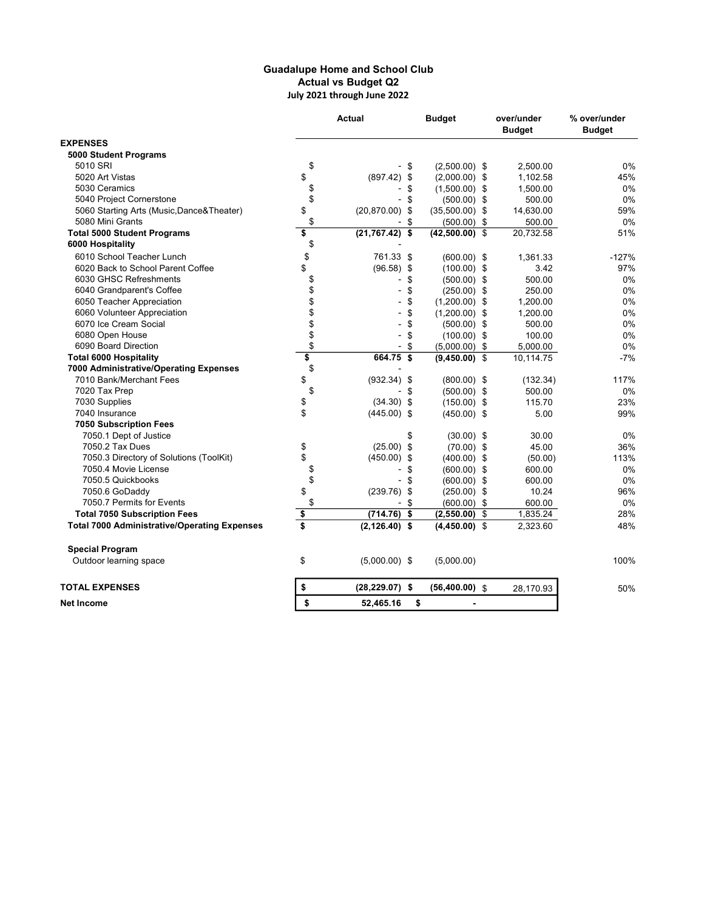**Guadalupe Home and School Club**
**Actual vs Budget Q2**
**July 2021 through June 2022**

| | Actual | Budget | over/under Budget | % over/under Budget |
|---|---|---|---|---|
| **EXPENSES** | | | | |
| **5000 Student Programs** | | | | |
| 5010 SRI | $ - | $ (2,500.00) | $ 2,500.00 | 0% |
| 5020 Art Vistas | $ (897.42) | $ (2,000.00) | $ 1,102.58 | 45% |
| 5030 Ceramics | $ - | $ (1,500.00) | $ 1,500.00 | 0% |
| 5040 Project Cornerstone | $ - | $ (500.00) | $ 500.00 | 0% |
| 5060 Starting Arts (Music,Dance&Theater) | $ (20,870.00) | $ (35,500.00) | $ 14,630.00 | 59% |
| 5080 Mini Grants | $ - | $ (500.00) | $ 500.00 | 0% |
| **Total 5000 Student Programs** | **$ (21,767.42)** | **$ (42,500.00)** | $ 20,732.58 | 51% |
| **6000 Hospitality** | $ - | | | |
| 6010 School Teacher Lunch | $ 761.33 | $ (600.00) | $ 1,361.33 | -127% |
| 6020 Back to School Parent Coffee | $ (96.58) | $ (100.00) | $ 3.42 | 97% |
| 6030 GHSC Refreshments | $ - | $ (500.00) | $ 500.00 | 0% |
| 6040 Grandparent's Coffee | $ - | $ (250.00) | $ 250.00 | 0% |
| 6050 Teacher Appreciation | $ - | $ (1,200.00) | $ 1,200.00 | 0% |
| 6060 Volunteer Appreciation | $ - | $ (1,200.00) | $ 1,200.00 | 0% |
| 6070 Ice Cream Social | $ - | $ (500.00) | $ 500.00 | 0% |
| 6080 Open House | $ - | $ (100.00) | $ 100.00 | 0% |
| 6090 Board Direction | $ - | $ (5,000.00) | $ 5,000.00 | 0% |
| **Total 6000 Hospitality** | **$ 664.75** | **$ (9,450.00)** | $ 10,114.75 | -7% |
| **7000 Administrative/Operating Expenses** | $ - | | | |
| 7010 Bank/Merchant Fees | $ (932.34) | $ (800.00) | $ (132.34) | 117% |
| 7020 Tax Prep | $ - | $ (500.00) | $ 500.00 | 0% |
| 7030 Supplies | $ (34.30) | $ (150.00) | $ 115.70 | 23% |
| 7040 Insurance | $ (445.00) | $ (450.00) | $ 5.00 | 99% |
| **7050 Subscription Fees** | | | | |
| 7050.1 Dept of Justice | | $ (30.00) | $ 30.00 | 0% |
| 7050.2 Tax Dues | $ (25.00) | $ (70.00) | $ 45.00 | 36% |
| 7050.3 Directory of Solutions (ToolKit) | $ (450.00) | $ (400.00) | $ (50.00) | 113% |
| 7050.4 Movie License | $ - | $ (600.00) | $ 600.00 | 0% |
| 7050.5 Quickbooks | $ - | $ (600.00) | $ 600.00 | 0% |
| 7050.6 GoDaddy | $ (239.76) | $ (250.00) | $ 10.24 | 96% |
| 7050.7 Permits for Events | $ - | $ (600.00) | $ 600.00 | 0% |
| **Total 7050 Subscription Fees** | **$ (714.76)** | **$ (2,550.00)** | $ 1,835.24 | 28% |
| **Total 7000 Administrative/Operating Expenses** | **$ (2,126.40)** | **$ (4,450.00)** | $ 2,323.60 | 48% |
| **Special Program** | | | | |
| Outdoor learning space | $ (5,000.00) | $ (5,000.00) | | 100% |
| **TOTAL EXPENSES** | **$ (28,229.07)** | **$ (56,400.00)** | $ 28,170.93 | 50% |
| **Net Income** | **$ 52,465.16** | **$ -** | | |